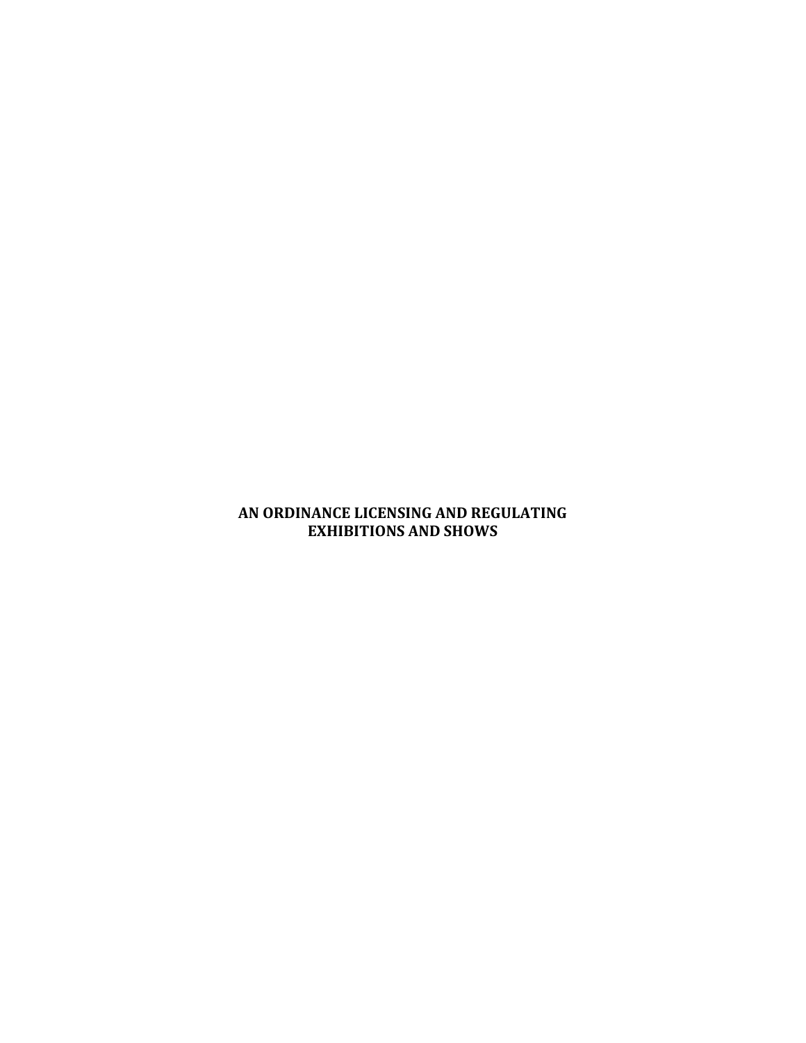# AN ORDINANCE LICENSING AND REGULATING EXHIBITIONS AND SHOWS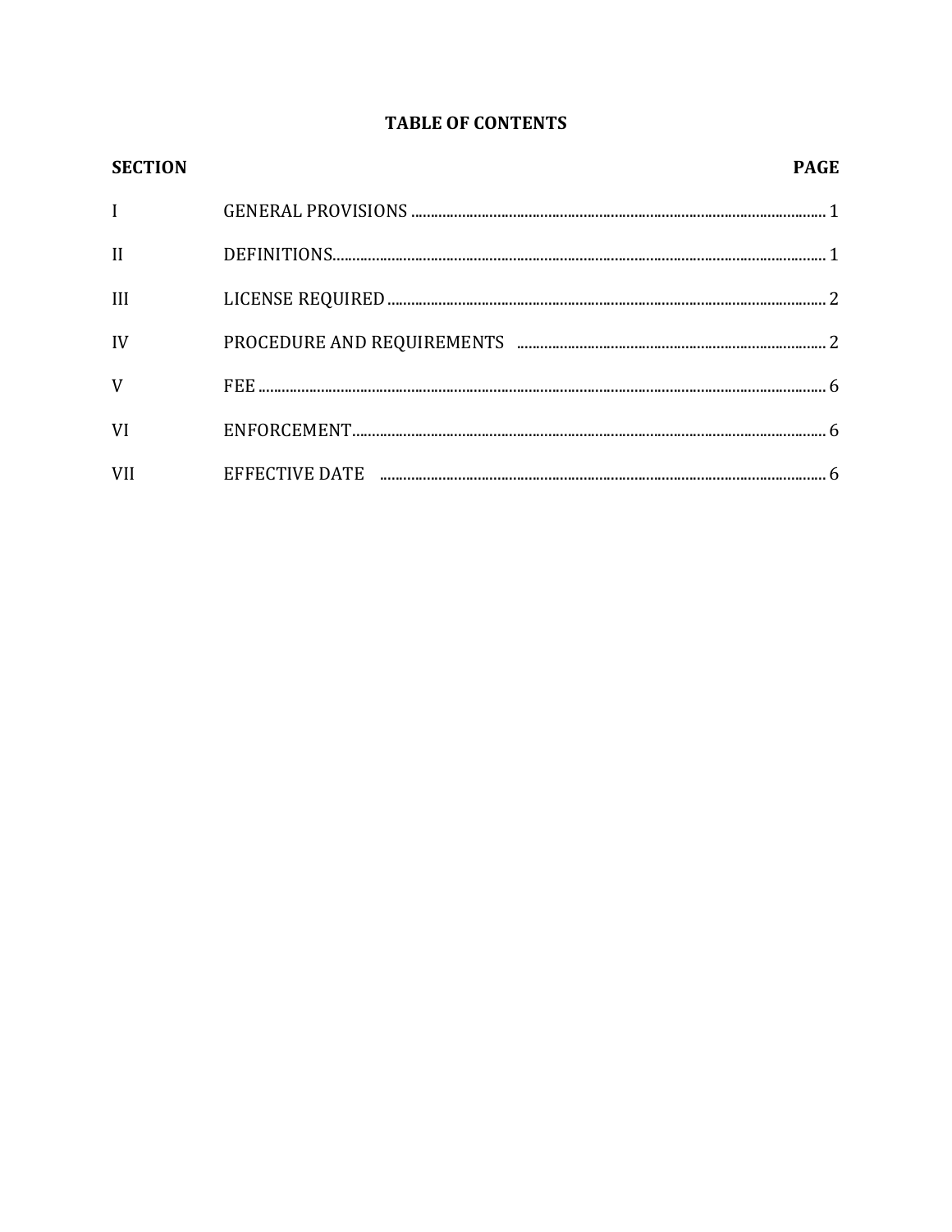# TABLE OF CONTENTS

| SECTION | | PAGE |
|---|---|---|
| I | GENERAL PROVISIONS | 1 |
| II | DEFINITIONS | 1 |
| III | LICENSE REQUIRED | 2 |
| IV | PROCEDURE AND REQUIREMENTS | 2 |
| V | FEE | 6 |
| VI | ENFORCEMENT | 6 |
| VII | EFFECTIVE DATE | 6 |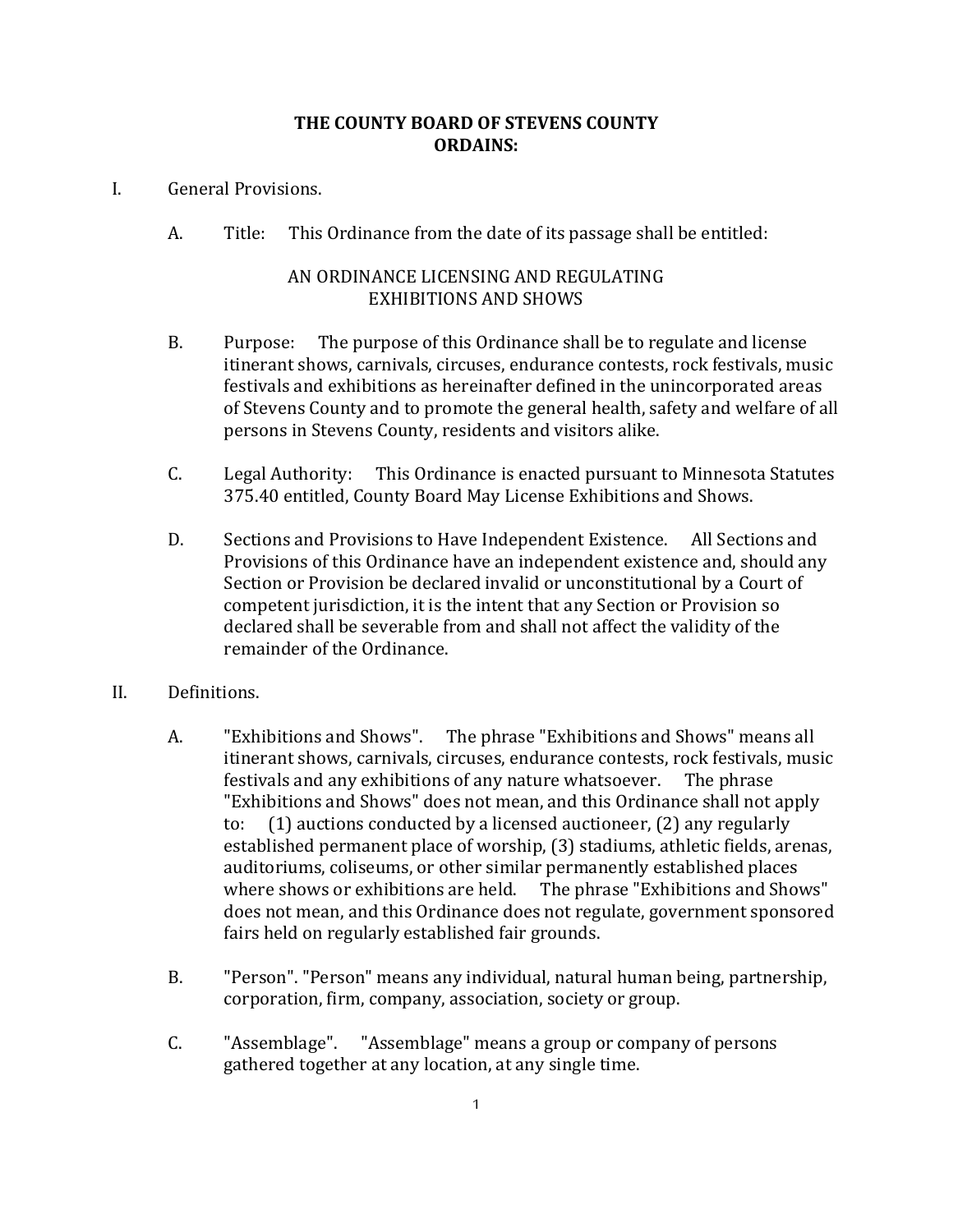**THE COUNTY BOARD OF STEVENS COUNTY**
**ORDAINS:**

I. General Provisions.

A. Title: This Ordinance from the date of its passage shall be entitled:

AN ORDINANCE LICENSING AND REGULATING
EXHIBITIONS AND SHOWS

B. Purpose: The purpose of this Ordinance shall be to regulate and license itinerant shows, carnivals, circuses, endurance contests, rock festivals, music festivals and exhibitions as hereinafter defined in the unincorporated areas of Stevens County and to promote the general health, safety and welfare of all persons in Stevens County, residents and visitors alike.

C. Legal Authority: This Ordinance is enacted pursuant to Minnesota Statutes 375.40 entitled, County Board May License Exhibitions and Shows.

D. Sections and Provisions to Have Independent Existence. All Sections and Provisions of this Ordinance have an independent existence and, should any Section or Provision be declared invalid or unconstitutional by a Court of competent jurisdiction, it is the intent that any Section or Provision so declared shall be severable from and shall not affect the validity of the remainder of the Ordinance.

II. Definitions.

A. "Exhibitions and Shows". The phrase "Exhibitions and Shows" means all itinerant shows, carnivals, circuses, endurance contests, rock festivals, music festivals and any exhibitions of any nature whatsoever. The phrase "Exhibitions and Shows" does not mean, and this Ordinance shall not apply to: (1) auctions conducted by a licensed auctioneer, (2) any regularly established permanent place of worship, (3) stadiums, athletic fields, arenas, auditoriums, coliseums, or other similar permanently established places where shows or exhibitions are held. The phrase "Exhibitions and Shows" does not mean, and this Ordinance does not regulate, government sponsored fairs held on regularly established fair grounds.

B. "Person". "Person" means any individual, natural human being, partnership, corporation, firm, company, association, society or group.

C. "Assemblage". "Assemblage" means a group or company of persons gathered together at any location, at any single time.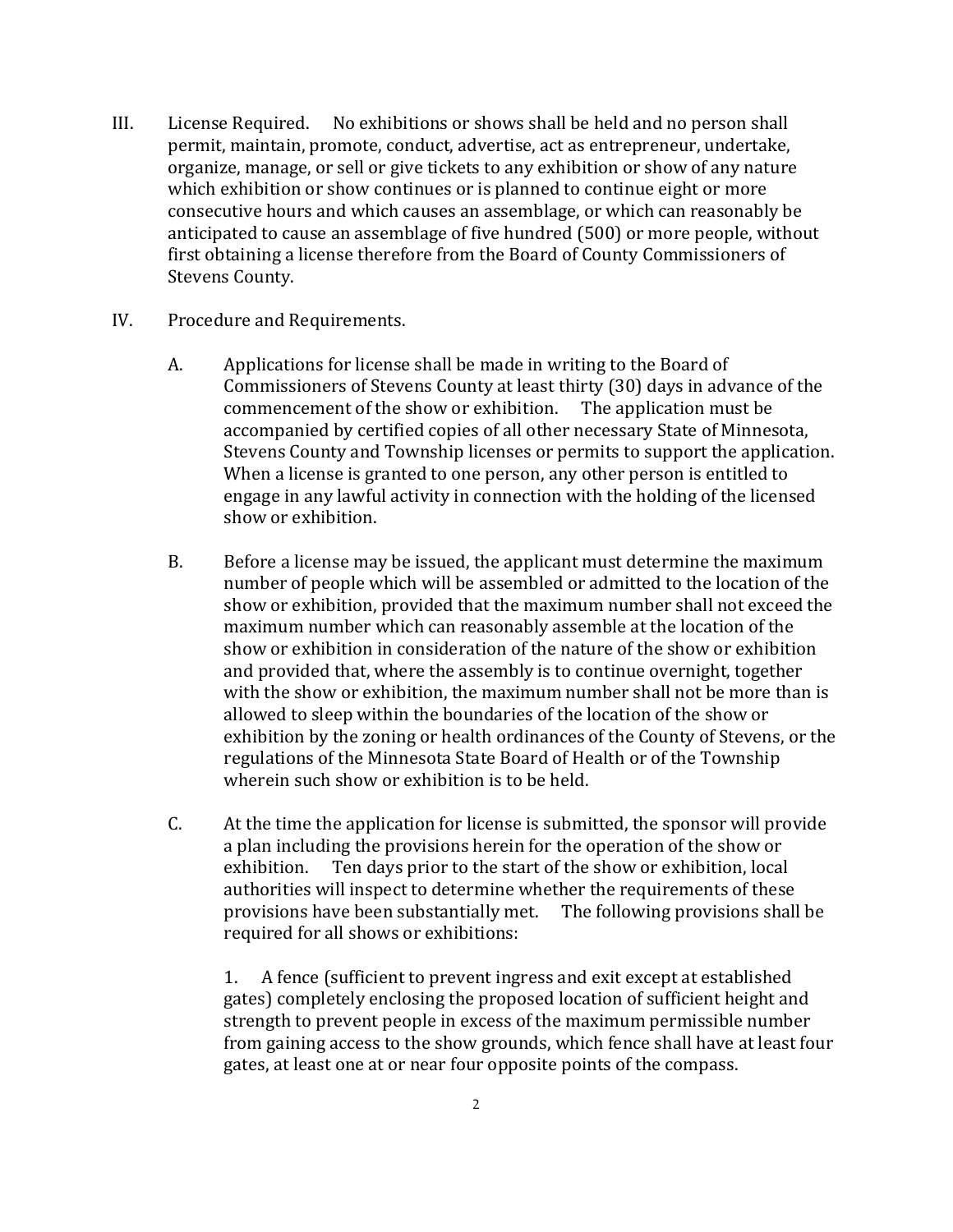III. License Required. No exhibitions or shows shall be held and no person shall permit, maintain, promote, conduct, advertise, act as entrepreneur, undertake, organize, manage, or sell or give tickets to any exhibition or show of any nature which exhibition or show continues or is planned to continue eight or more consecutive hours and which causes an assemblage, or which can reasonably be anticipated to cause an assemblage of five hundred (500) or more people, without first obtaining a license therefore from the Board of County Commissioners of Stevens County.

IV. Procedure and Requirements.

A. Applications for license shall be made in writing to the Board of Commissioners of Stevens County at least thirty (30) days in advance of the commencement of the show or exhibition. The application must be accompanied by certified copies of all other necessary State of Minnesota, Stevens County and Township licenses or permits to support the application. When a license is granted to one person, any other person is entitled to engage in any lawful activity in connection with the holding of the licensed show or exhibition.

B. Before a license may be issued, the applicant must determine the maximum number of people which will be assembled or admitted to the location of the show or exhibition, provided that the maximum number shall not exceed the maximum number which can reasonably assemble at the location of the show or exhibition in consideration of the nature of the show or exhibition and provided that, where the assembly is to continue overnight, together with the show or exhibition, the maximum number shall not be more than is allowed to sleep within the boundaries of the location of the show or exhibition by the zoning or health ordinances of the County of Stevens, or the regulations of the Minnesota State Board of Health or of the Township wherein such show or exhibition is to be held.

C. At the time the application for license is submitted, the sponsor will provide a plan including the provisions herein for the operation of the show or exhibition. Ten days prior to the start of the show or exhibition, local authorities will inspect to determine whether the requirements of these provisions have been substantially met. The following provisions shall be required for all shows or exhibitions:

1. A fence (sufficient to prevent ingress and exit except at established gates) completely enclosing the proposed location of sufficient height and strength to prevent people in excess of the maximum permissible number from gaining access to the show grounds, which fence shall have at least four gates, at least one at or near four opposite points of the compass.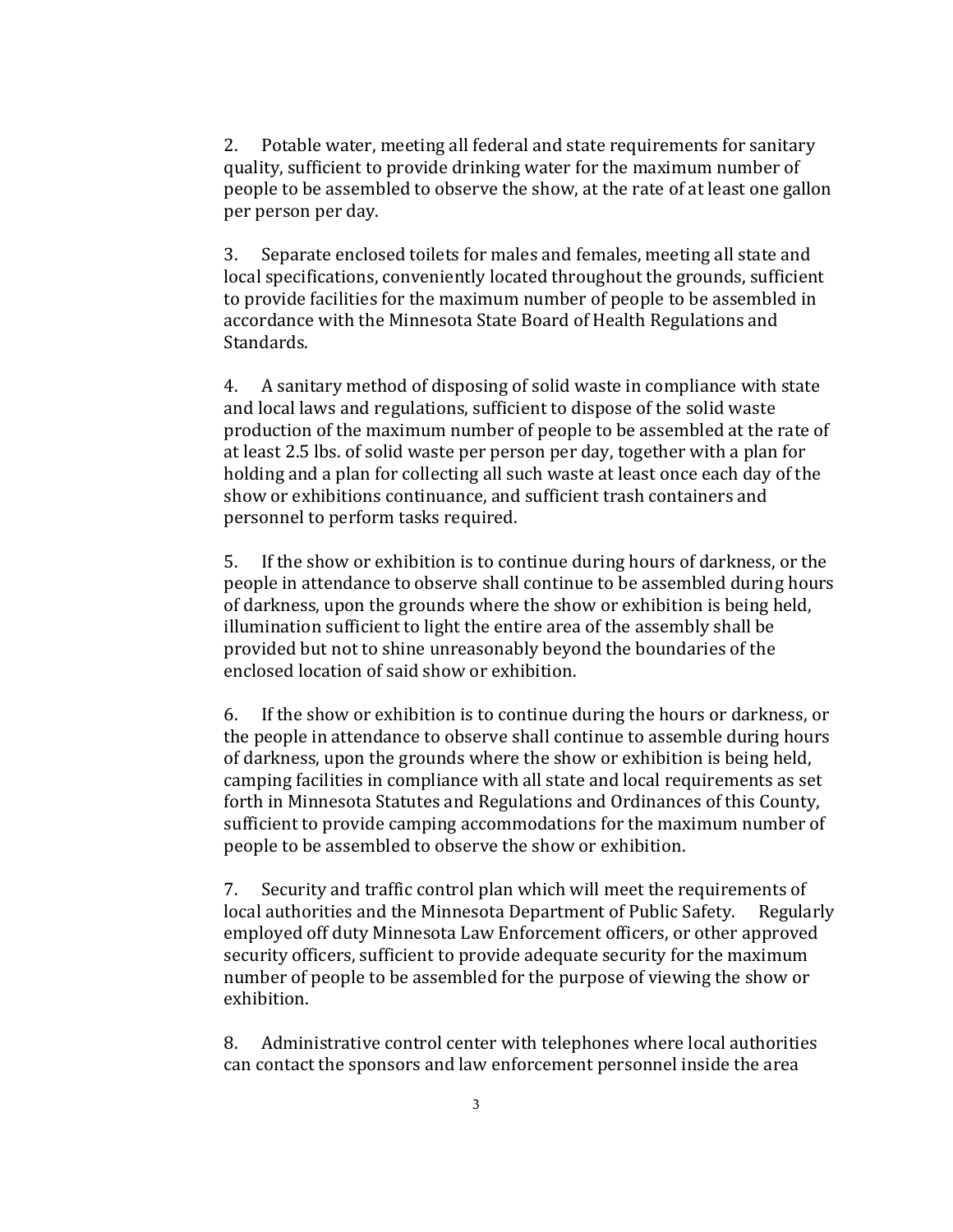2. Potable water, meeting all federal and state requirements for sanitary quality, sufficient to provide drinking water for the maximum number of people to be assembled to observe the show, at the rate of at least one gallon per person per day.

3. Separate enclosed toilets for males and females, meeting all state and local specifications, conveniently located throughout the grounds, sufficient to provide facilities for the maximum number of people to be assembled in accordance with the Minnesota State Board of Health Regulations and Standards.

4. A sanitary method of disposing of solid waste in compliance with state and local laws and regulations, sufficient to dispose of the solid waste production of the maximum number of people to be assembled at the rate of at least 2.5 lbs. of solid waste per person per day, together with a plan for holding and a plan for collecting all such waste at least once each day of the show or exhibitions continuance, and sufficient trash containers and personnel to perform tasks required.

5. If the show or exhibition is to continue during hours of darkness, or the people in attendance to observe shall continue to be assembled during hours of darkness, upon the grounds where the show or exhibition is being held, illumination sufficient to light the entire area of the assembly shall be provided but not to shine unreasonably beyond the boundaries of the enclosed location of said show or exhibition.

6. If the show or exhibition is to continue during the hours or darkness, or the people in attendance to observe shall continue to assemble during hours of darkness, upon the grounds where the show or exhibition is being held, camping facilities in compliance with all state and local requirements as set forth in Minnesota Statutes and Regulations and Ordinances of this County, sufficient to provide camping accommodations for the maximum number of people to be assembled to observe the show or exhibition.

7. Security and traffic control plan which will meet the requirements of local authorities and the Minnesota Department of Public Safety. Regularly employed off duty Minnesota Law Enforcement officers, or other approved security officers, sufficient to provide adequate security for the maximum number of people to be assembled for the purpose of viewing the show or exhibition.

8. Administrative control center with telephones where local authorities can contact the sponsors and law enforcement personnel inside the area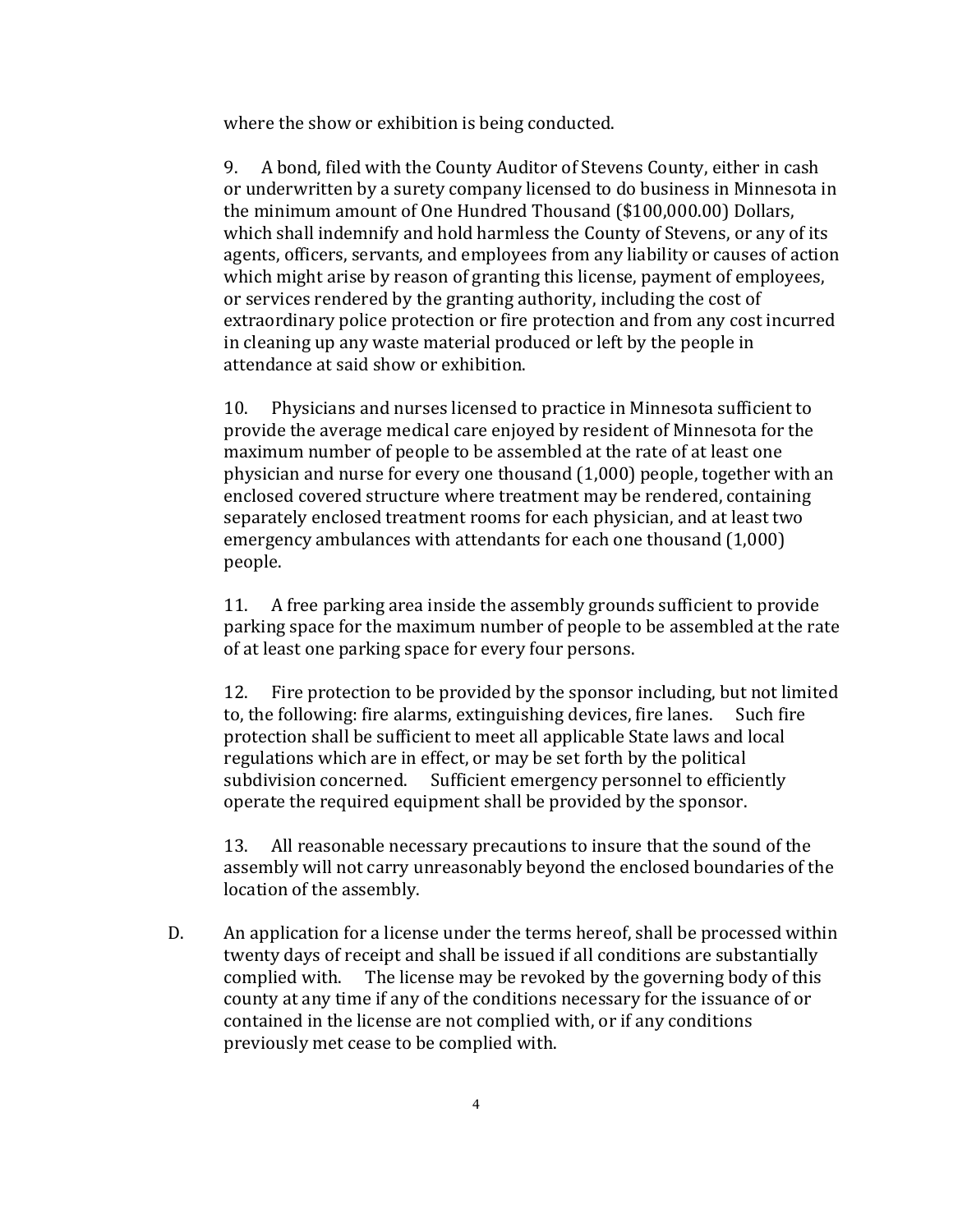where the show or exhibition is being conducted.

9. A bond, filed with the County Auditor of Stevens County, either in cash or underwritten by a surety company licensed to do business in Minnesota in the minimum amount of One Hundred Thousand ($100,000.00) Dollars, which shall indemnify and hold harmless the County of Stevens, or any of its agents, officers, servants, and employees from any liability or causes of action which might arise by reason of granting this license, payment of employees, or services rendered by the granting authority, including the cost of extraordinary police protection or fire protection and from any cost incurred in cleaning up any waste material produced or left by the people in attendance at said show or exhibition.

10. Physicians and nurses licensed to practice in Minnesota sufficient to provide the average medical care enjoyed by resident of Minnesota for the maximum number of people to be assembled at the rate of at least one physician and nurse for every one thousand (1,000) people, together with an enclosed covered structure where treatment may be rendered, containing separately enclosed treatment rooms for each physician, and at least two emergency ambulances with attendants for each one thousand (1,000) people.

11. A free parking area inside the assembly grounds sufficient to provide parking space for the maximum number of people to be assembled at the rate of at least one parking space for every four persons.

12. Fire protection to be provided by the sponsor including, but not limited to, the following: fire alarms, extinguishing devices, fire lanes. Such fire protection shall be sufficient to meet all applicable State laws and local regulations which are in effect, or may be set forth by the political subdivision concerned. Sufficient emergency personnel to efficiently operate the required equipment shall be provided by the sponsor.

13. All reasonable necessary precautions to insure that the sound of the assembly will not carry unreasonably beyond the enclosed boundaries of the location of the assembly.

D. An application for a license under the terms hereof, shall be processed within twenty days of receipt and shall be issued if all conditions are substantially complied with. The license may be revoked by the governing body of this county at any time if any of the conditions necessary for the issuance of or contained in the license are not complied with, or if any conditions previously met cease to be complied with.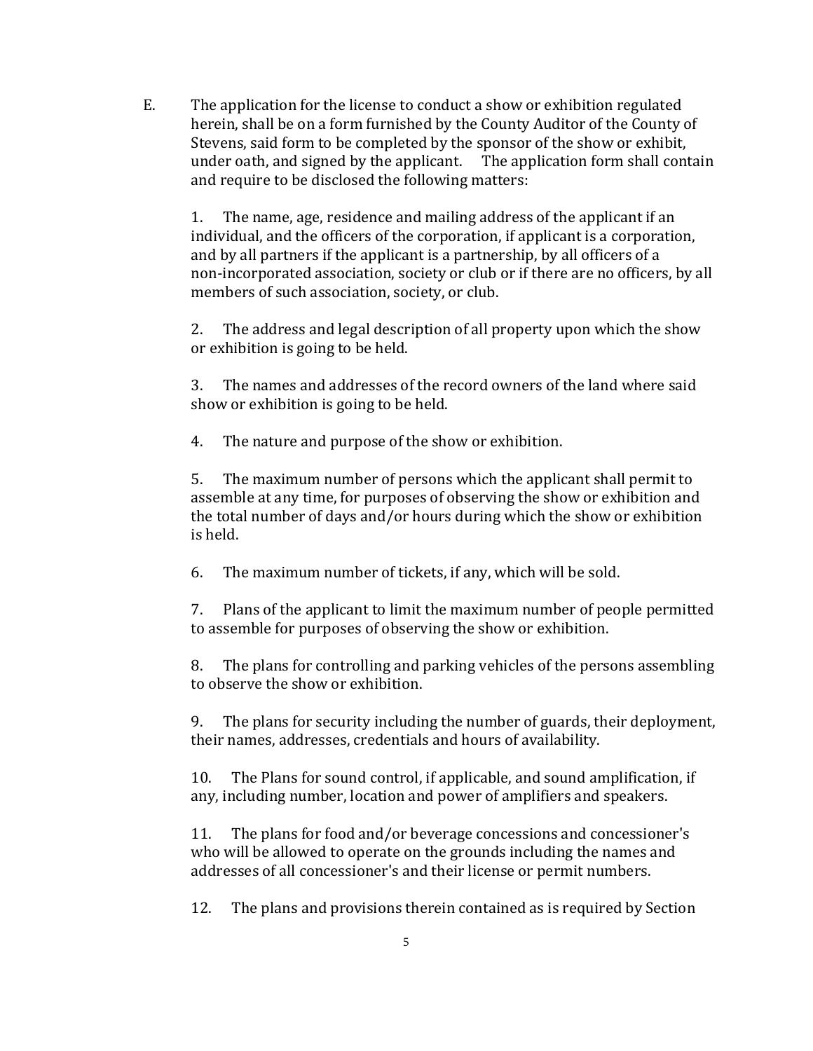E. The application for the license to conduct a show or exhibition regulated herein, shall be on a form furnished by the County Auditor of the County of Stevens, said form to be completed by the sponsor of the show or exhibit, under oath, and signed by the applicant. The application form shall contain and require to be disclosed the following matters:

1. The name, age, residence and mailing address of the applicant if an individual, and the officers of the corporation, if applicant is a corporation, and by all partners if the applicant is a partnership, by all officers of a non-incorporated association, society or club or if there are no officers, by all members of such association, society, or club.

2. The address and legal description of all property upon which the show or exhibition is going to be held.

3. The names and addresses of the record owners of the land where said show or exhibition is going to be held.

4. The nature and purpose of the show or exhibition.

5. The maximum number of persons which the applicant shall permit to assemble at any time, for purposes of observing the show or exhibition and the total number of days and/or hours during which the show or exhibition is held.

6. The maximum number of tickets, if any, which will be sold.

7. Plans of the applicant to limit the maximum number of people permitted to assemble for purposes of observing the show or exhibition.

8. The plans for controlling and parking vehicles of the persons assembling to observe the show or exhibition.

9. The plans for security including the number of guards, their deployment, their names, addresses, credentials and hours of availability.

10. The Plans for sound control, if applicable, and sound amplification, if any, including number, location and power of amplifiers and speakers.

11. The plans for food and/or beverage concessions and concessioner's who will be allowed to operate on the grounds including the names and addresses of all concessioner's and their license or permit numbers.

12. The plans and provisions therein contained as is required by Section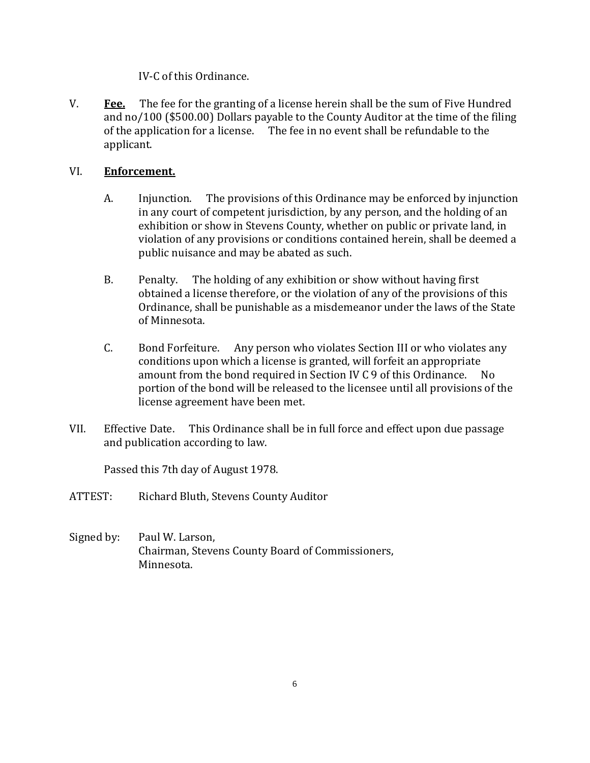IV-C of this Ordinance.

V. **Fee.** The fee for the granting of a license herein shall be the sum of Five Hundred and no/100 ($500.00) Dollars payable to the County Auditor at the time of the filing of the application for a license. The fee in no event shall be refundable to the applicant.

VI. **Enforcement.**

A. Injunction. The provisions of this Ordinance may be enforced by injunction in any court of competent jurisdiction, by any person, and the holding of an exhibition or show in Stevens County, whether on public or private land, in violation of any provisions or conditions contained herein, shall be deemed a public nuisance and may be abated as such.

B. Penalty. The holding of any exhibition or show without having first obtained a license therefore, or the violation of any of the provisions of this Ordinance, shall be punishable as a misdemeanor under the laws of the State of Minnesota.

C. Bond Forfeiture. Any person who violates Section III or who violates any conditions upon which a license is granted, will forfeit an appropriate amount from the bond required in Section IV C 9 of this Ordinance. No portion of the bond will be released to the licensee until all provisions of the license agreement have been met.

VII. Effective Date. This Ordinance shall be in full force and effect upon due passage and publication according to law.

Passed this 7th day of August 1978.

ATTEST: Richard Bluth, Stevens County Auditor

Signed by: Paul W. Larson,
Chairman, Stevens County Board of Commissioners,
Minnesota.